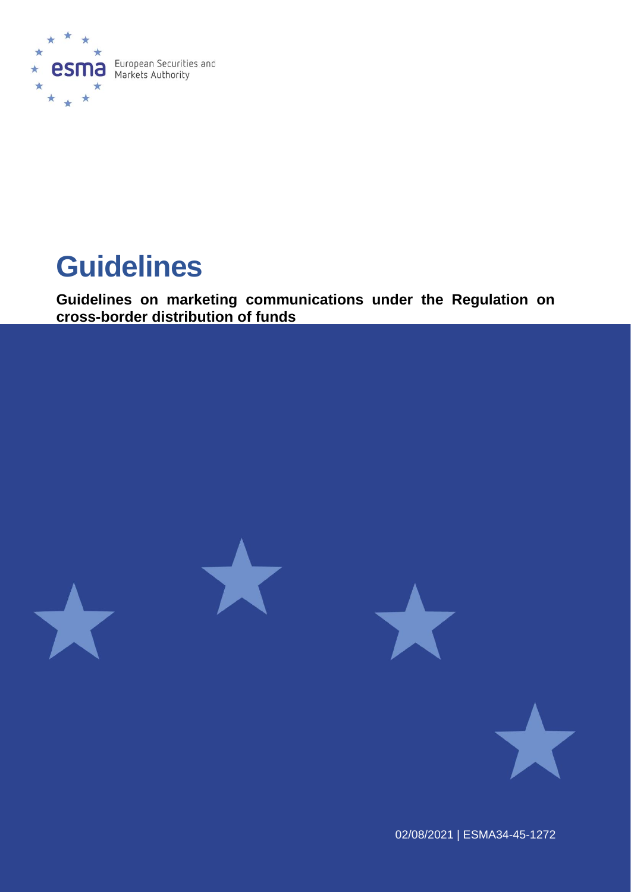European Securities and Markets Authority

# Guidelines

**Guidelines on marketing communications under the Regulation on cross-border distribution of funds**

02/08/2021 | ESMA34-45-1272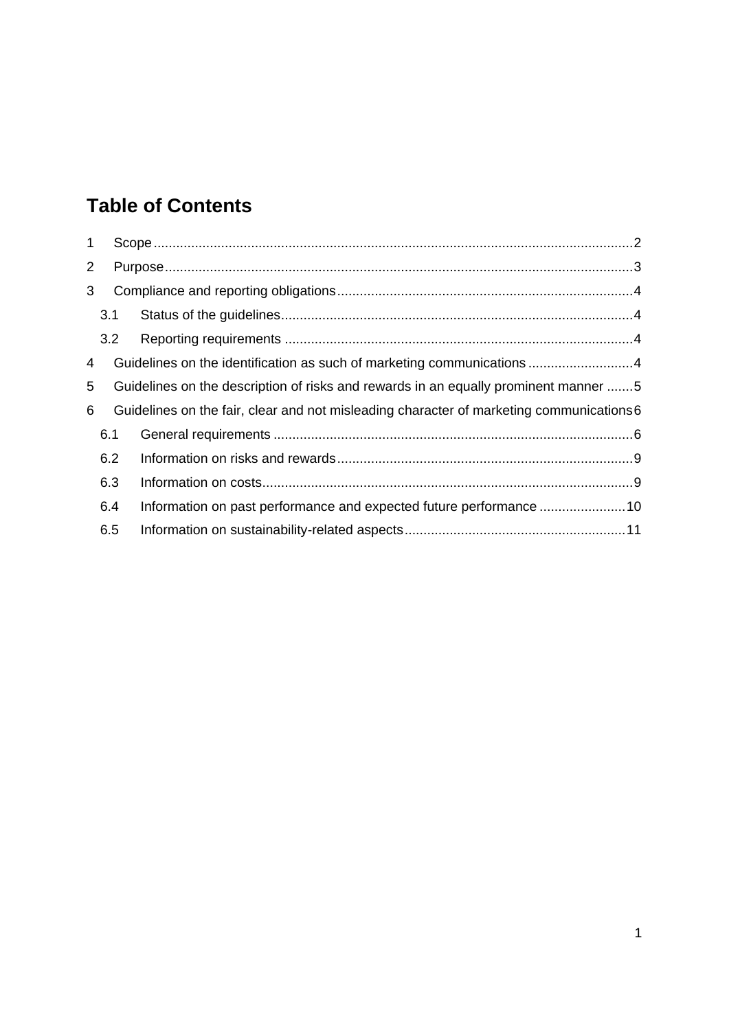# Table of Contents

1 Scope ... 2

2 Purpose ... 3

3 Compliance and reporting obligations ... 4

- 3.1 Status of the guidelines ... 4
- 3.2 Reporting requirements ... 4

4 Guidelines on the identification as such of marketing communications ... 4

5 Guidelines on the description of risks and rewards in an equally prominent manner ... 5

6 Guidelines on the fair, clear and not misleading character of marketing communications ... 6

- 6.1 General requirements ... 6
- 6.2 Information on risks and rewards ... 9
- 6.3 Information on costs ... 9
- 6.4 Information on past performance and expected future performance ... 10
- 6.5 Information on sustainability-related aspects ... 11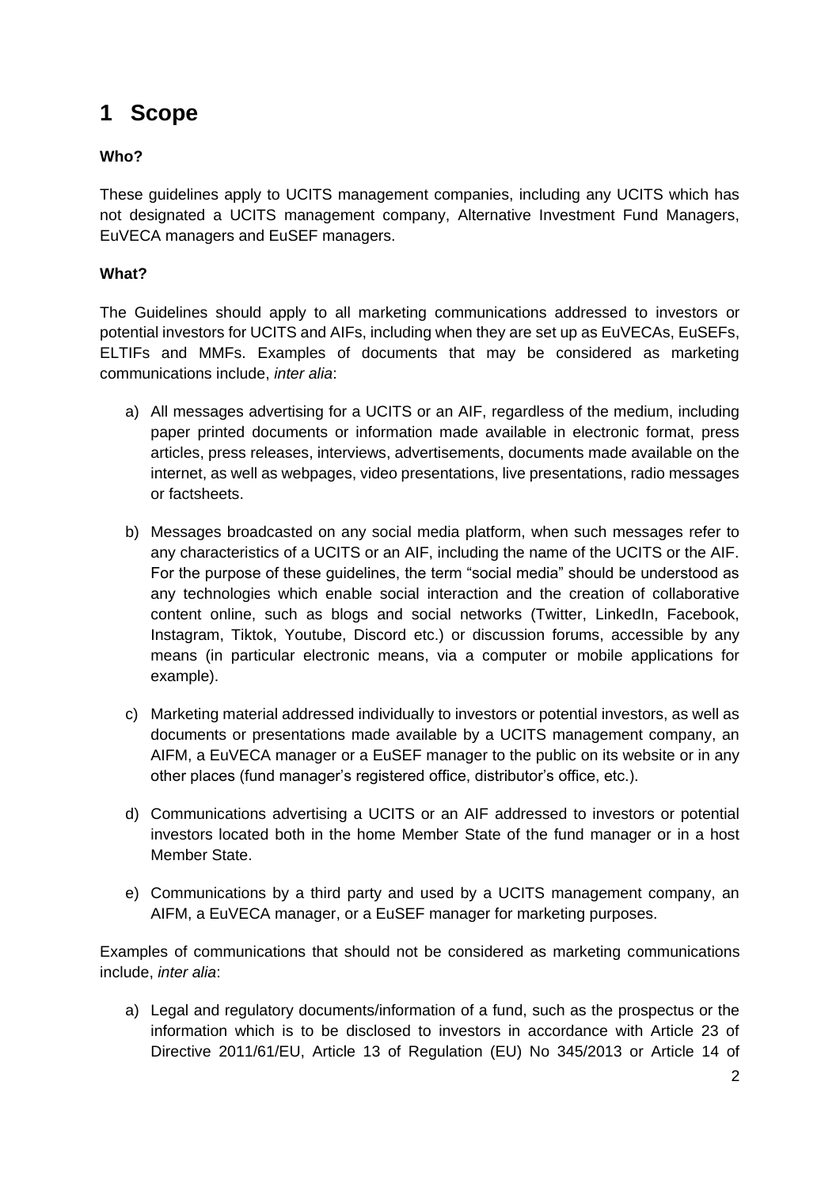# 1 Scope

**Who?**

These guidelines apply to UCITS management companies, including any UCITS which has not designated a UCITS management company, Alternative Investment Fund Managers, EuVECA managers and EuSEF managers.

**What?**

The Guidelines should apply to all marketing communications addressed to investors or potential investors for UCITS and AIFs, including when they are set up as EuVECAs, EuSEFs, ELTIFs and MMFs. Examples of documents that may be considered as marketing communications include, *inter alia*:

a) All messages advertising for a UCITS or an AIF, regardless of the medium, including paper printed documents or information made available in electronic format, press articles, press releases, interviews, advertisements, documents made available on the internet, as well as webpages, video presentations, live presentations, radio messages or factsheets.

b) Messages broadcasted on any social media platform, when such messages refer to any characteristics of a UCITS or an AIF, including the name of the UCITS or the AIF. For the purpose of these guidelines, the term "social media" should be understood as any technologies which enable social interaction and the creation of collaborative content online, such as blogs and social networks (Twitter, LinkedIn, Facebook, Instagram, Tiktok, Youtube, Discord etc.) or discussion forums, accessible by any means (in particular electronic means, via a computer or mobile applications for example).

c) Marketing material addressed individually to investors or potential investors, as well as documents or presentations made available by a UCITS management company, an AIFM, a EuVECA manager or a EuSEF manager to the public on its website or in any other places (fund manager's registered office, distributor's office, etc.).

d) Communications advertising a UCITS or an AIF addressed to investors or potential investors located both in the home Member State of the fund manager or in a host Member State.

e) Communications by a third party and used by a UCITS management company, an AIFM, a EuVECA manager, or a EuSEF manager for marketing purposes.

Examples of communications that should not be considered as marketing communications include, *inter alia*:

a) Legal and regulatory documents/information of a fund, such as the prospectus or the information which is to be disclosed to investors in accordance with Article 23 of Directive 2011/61/EU, Article 13 of Regulation (EU) No 345/2013 or Article 14 of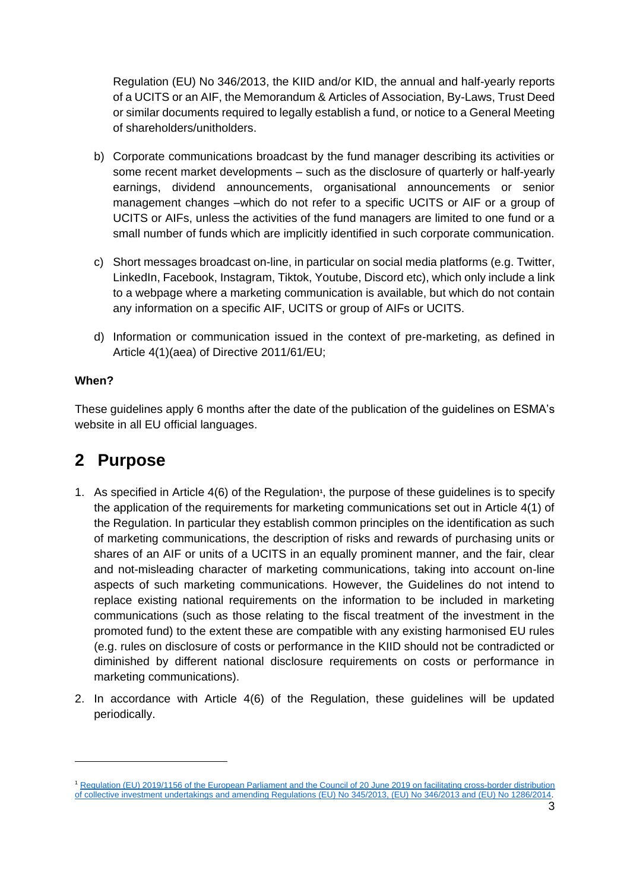Regulation (EU) No 346/2013, the KIID and/or KID, the annual and half-yearly reports of a UCITS or an AIF, the Memorandum & Articles of Association, By-Laws, Trust Deed or similar documents required to legally establish a fund, or notice to a General Meeting of shareholders/unitholders.

b) Corporate communications broadcast by the fund manager describing its activities or some recent market developments – such as the disclosure of quarterly or half-yearly earnings, dividend announcements, organisational announcements or senior management changes –which do not refer to a specific UCITS or AIF or a group of UCITS or AIFs, unless the activities of the fund managers are limited to one fund or a small number of funds which are implicitly identified in such corporate communication.

c) Short messages broadcast on-line, in particular on social media platforms (e.g. Twitter, LinkedIn, Facebook, Instagram, Tiktok, Youtube, Discord etc), which only include a link to a webpage where a marketing communication is available, but which do not contain any information on a specific AIF, UCITS or group of AIFs or UCITS.

d) Information or communication issued in the context of pre-marketing, as defined in Article 4(1)(aea) of Directive 2011/61/EU;

**When?**

These guidelines apply 6 months after the date of the publication of the guidelines on ESMA's website in all EU official languages.

# 2 Purpose

1. As specified in Article 4(6) of the Regulation[1], the purpose of these guidelines is to specify the application of the requirements for marketing communications set out in Article 4(1) of the Regulation. In particular they establish common principles on the identification as such of marketing communications, the description of risks and rewards of purchasing units or shares of an AIF or units of a UCITS in an equally prominent manner, and the fair, clear and not-misleading character of marketing communications, taking into account on-line aspects of such marketing communications. However, the Guidelines do not intend to replace existing national requirements on the information to be included in marketing communications (such as those relating to the fiscal treatment of the investment in the promoted fund) to the extent these are compatible with any existing harmonised EU rules (e.g. rules on disclosure of costs or performance in the KIID should not be contradicted or diminished by different national disclosure requirements on costs or performance in marketing communications).

2. In accordance with Article 4(6) of the Regulation, these guidelines will be updated periodically.

---

[1] Regulation (EU) 2019/1156 of the European Parliament and the Council of 20 June 2019 on facilitating cross-border distribution of collective investment undertakings and amending Regulations (EU) No 345/2013, (EU) No 346/2013 and (EU) No 1286/2014.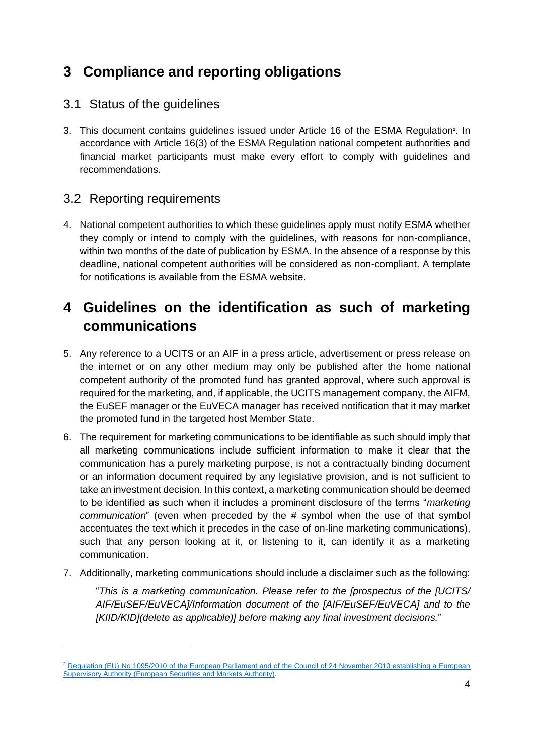# 3 Compliance and reporting obligations

## 3.1 Status of the guidelines

3. This document contains guidelines issued under Article 16 of the ESMA Regulation[2]. In accordance with Article 16(3) of the ESMA Regulation national competent authorities and financial market participants must make every effort to comply with guidelines and recommendations.

## 3.2 Reporting requirements

4. National competent authorities to which these guidelines apply must notify ESMA whether they comply or intend to comply with the guidelines, with reasons for non-compliance, within two months of the date of publication by ESMA. In the absence of a response by this deadline, national competent authorities will be considered as non-compliant. A template for notifications is available from the ESMA website.

# 4 Guidelines on the identification as such of marketing communications

5. Any reference to a UCITS or an AIF in a press article, advertisement or press release on the internet or on any other medium may only be published after the home national competent authority of the promoted fund has granted approval, where such approval is required for the marketing, and, if applicable, the UCITS management company, the AIFM, the EuSEF manager or the EuVECA manager has received notification that it may market the promoted fund in the targeted host Member State.

6. The requirement for marketing communications to be identifiable as such should imply that all marketing communications include sufficient information to make it clear that the communication has a purely marketing purpose, is not a contractually binding document or an information document required by any legislative provision, and is not sufficient to take an investment decision. In this context, a marketing communication should be deemed to be identified as such when it includes a prominent disclosure of the terms "*marketing communication*" (even when preceded by the # symbol when the use of that symbol accentuates the text which it precedes in the case of on-line marketing communications), such that any person looking at it, or listening to it, can identify it as a marketing communication.

7. Additionally, marketing communications should include a disclaimer such as the following:

   "*This is a marketing communication. Please refer to the [prospectus of the [UCITS/ AIF/EuSEF/EuVECA]/Information document of the [AIF/EuSEF/EuVECA] and to the [KIID/KID](delete as applicable)] before making any final investment decisions.*"

---

[2] Regulation (EU) No 1095/2010 of the European Parliament and of the Council of 24 November 2010 establishing a European Supervisory Authority (European Securities and Markets Authority).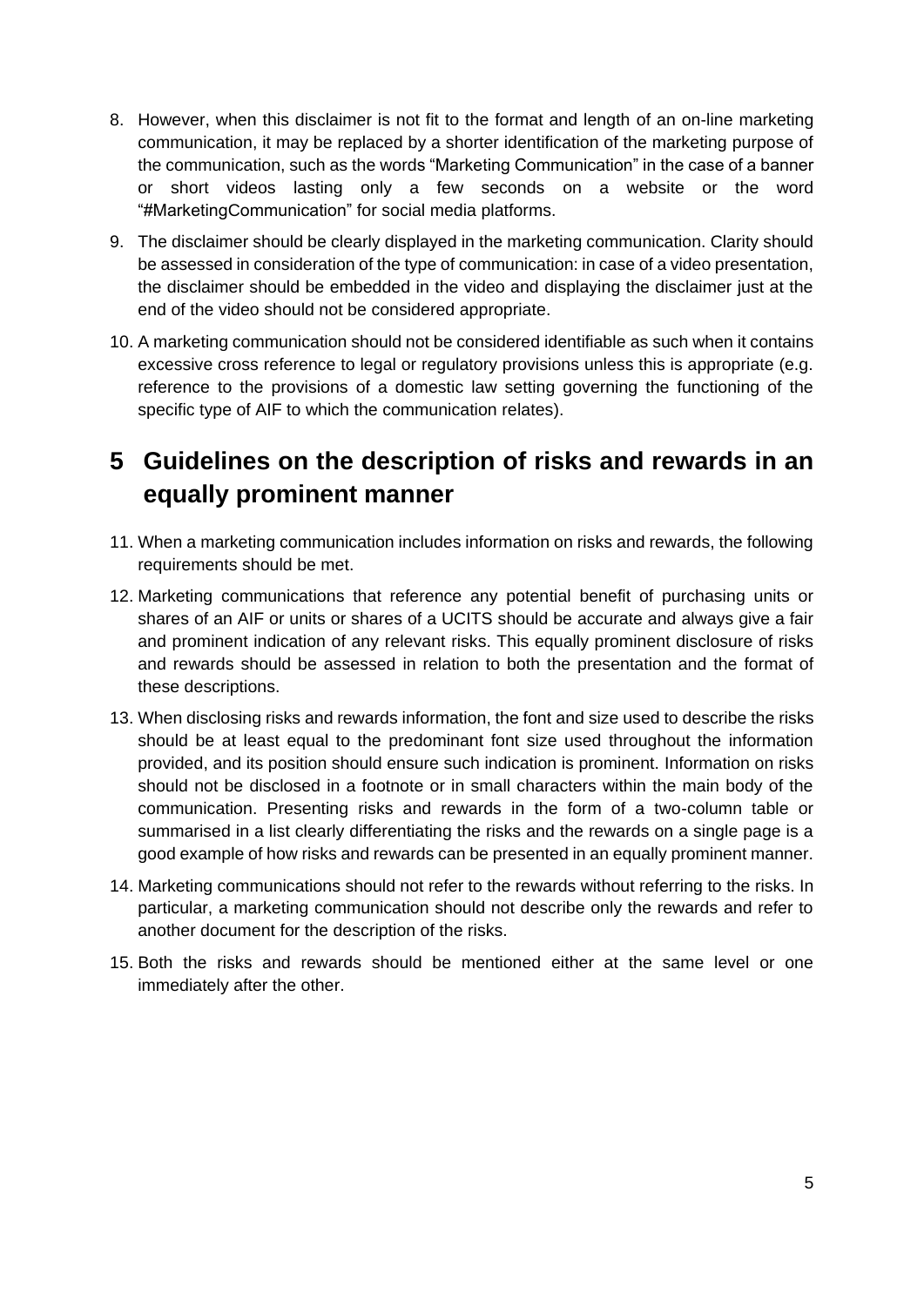8. However, when this disclaimer is not fit to the format and length of an on-line marketing communication, it may be replaced by a shorter identification of the marketing purpose of the communication, such as the words "Marketing Communication" in the case of a banner or short videos lasting only a few seconds on a website or the word "#MarketingCommunication" for social media platforms.
9. The disclaimer should be clearly displayed in the marketing communication. Clarity should be assessed in consideration of the type of communication: in case of a video presentation, the disclaimer should be embedded in the video and displaying the disclaimer just at the end of the video should not be considered appropriate.
10. A marketing communication should not be considered identifiable as such when it contains excessive cross reference to legal or regulatory provisions unless this is appropriate (e.g. reference to the provisions of a domestic law setting governing the functioning of the specific type of AIF to which the communication relates).

# 5 Guidelines on the description of risks and rewards in an equally prominent manner

11. When a marketing communication includes information on risks and rewards, the following requirements should be met.
12. Marketing communications that reference any potential benefit of purchasing units or shares of an AIF or units or shares of a UCITS should be accurate and always give a fair and prominent indication of any relevant risks. This equally prominent disclosure of risks and rewards should be assessed in relation to both the presentation and the format of these descriptions.
13. When disclosing risks and rewards information, the font and size used to describe the risks should be at least equal to the predominant font size used throughout the information provided, and its position should ensure such indication is prominent. Information on risks should not be disclosed in a footnote or in small characters within the main body of the communication. Presenting risks and rewards in the form of a two-column table or summarised in a list clearly differentiating the risks and the rewards on a single page is a good example of how risks and rewards can be presented in an equally prominent manner.
14. Marketing communications should not refer to the rewards without referring to the risks. In particular, a marketing communication should not describe only the rewards and refer to another document for the description of the risks.
15. Both the risks and rewards should be mentioned either at the same level or one immediately after the other.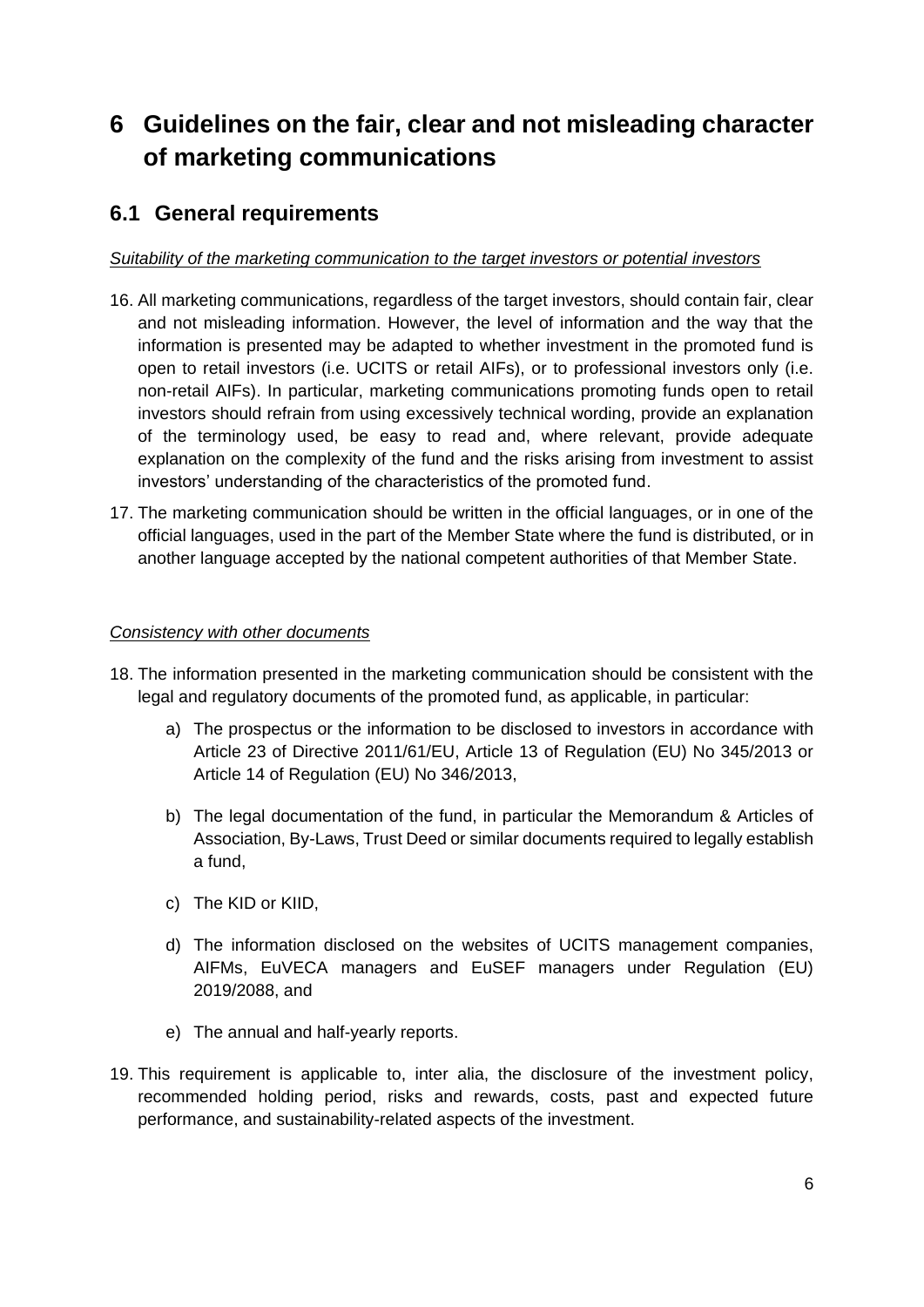# 6 Guidelines on the fair, clear and not misleading character of marketing communications

## 6.1 General requirements

*Suitability of the marketing communication to the target investors or potential investors*

16. All marketing communications, regardless of the target investors, should contain fair, clear and not misleading information. However, the level of information and the way that the information is presented may be adapted to whether investment in the promoted fund is open to retail investors (i.e. UCITS or retail AIFs), or to professional investors only (i.e. non-retail AIFs). In particular, marketing communications promoting funds open to retail investors should refrain from using excessively technical wording, provide an explanation of the terminology used, be easy to read and, where relevant, provide adequate explanation on the complexity of the fund and the risks arising from investment to assist investors' understanding of the characteristics of the promoted fund.
17. The marketing communication should be written in the official languages, or in one of the official languages, used in the part of the Member State where the fund is distributed, or in another language accepted by the national competent authorities of that Member State.

*Consistency with other documents*

18. The information presented in the marketing communication should be consistent with the legal and regulatory documents of the promoted fund, as applicable, in particular:
    a) The prospectus or the information to be disclosed to investors in accordance with Article 23 of Directive 2011/61/EU, Article 13 of Regulation (EU) No 345/2013 or Article 14 of Regulation (EU) No 346/2013,
    b) The legal documentation of the fund, in particular the Memorandum & Articles of Association, By-Laws, Trust Deed or similar documents required to legally establish a fund,
    c) The KID or KIID,
    d) The information disclosed on the websites of UCITS management companies, AIFMs, EuVECA managers and EuSEF managers under Regulation (EU) 2019/2088, and
    e) The annual and half-yearly reports.
19. This requirement is applicable to, inter alia, the disclosure of the investment policy, recommended holding period, risks and rewards, costs, past and expected future performance, and sustainability-related aspects of the investment.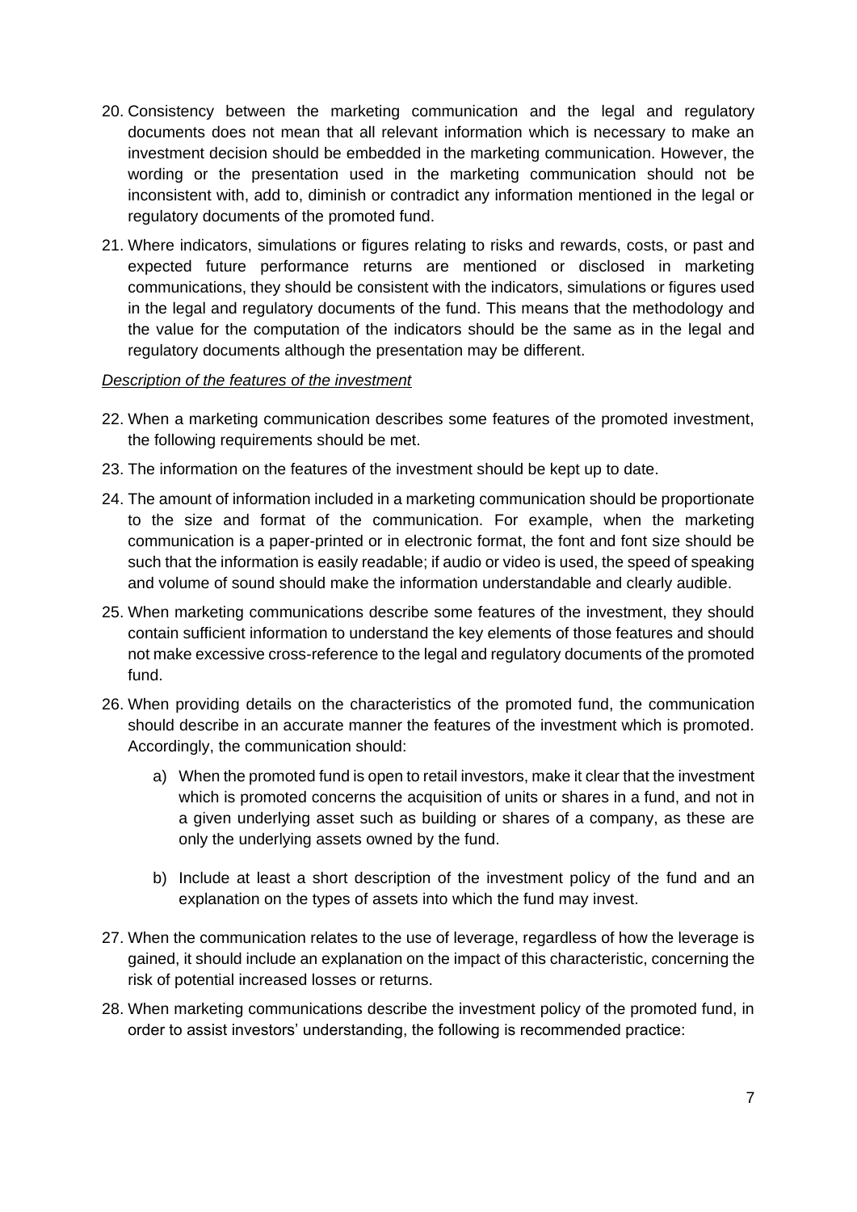20. Consistency between the marketing communication and the legal and regulatory documents does not mean that all relevant information which is necessary to make an investment decision should be embedded in the marketing communication. However, the wording or the presentation used in the marketing communication should not be inconsistent with, add to, diminish or contradict any information mentioned in the legal or regulatory documents of the promoted fund.

21. Where indicators, simulations or figures relating to risks and rewards, costs, or past and expected future performance returns are mentioned or disclosed in marketing communications, they should be consistent with the indicators, simulations or figures used in the legal and regulatory documents of the fund. This means that the methodology and the value for the computation of the indicators should be the same as in the legal and regulatory documents although the presentation may be different.

*Description of the features of the investment*

22. When a marketing communication describes some features of the promoted investment, the following requirements should be met.

23. The information on the features of the investment should be kept up to date.

24. The amount of information included in a marketing communication should be proportionate to the size and format of the communication. For example, when the marketing communication is a paper-printed or in electronic format, the font and font size should be such that the information is easily readable; if audio or video is used, the speed of speaking and volume of sound should make the information understandable and clearly audible.

25. When marketing communications describe some features of the investment, they should contain sufficient information to understand the key elements of those features and should not make excessive cross-reference to the legal and regulatory documents of the promoted fund.

26. When providing details on the characteristics of the promoted fund, the communication should describe in an accurate manner the features of the investment which is promoted. Accordingly, the communication should:

    a) When the promoted fund is open to retail investors, make it clear that the investment which is promoted concerns the acquisition of units or shares in a fund, and not in a given underlying asset such as building or shares of a company, as these are only the underlying assets owned by the fund.

    b) Include at least a short description of the investment policy of the fund and an explanation on the types of assets into which the fund may invest.

27. When the communication relates to the use of leverage, regardless of how the leverage is gained, it should include an explanation on the impact of this characteristic, concerning the risk of potential increased losses or returns.

28. When marketing communications describe the investment policy of the promoted fund, in order to assist investors' understanding, the following is recommended practice: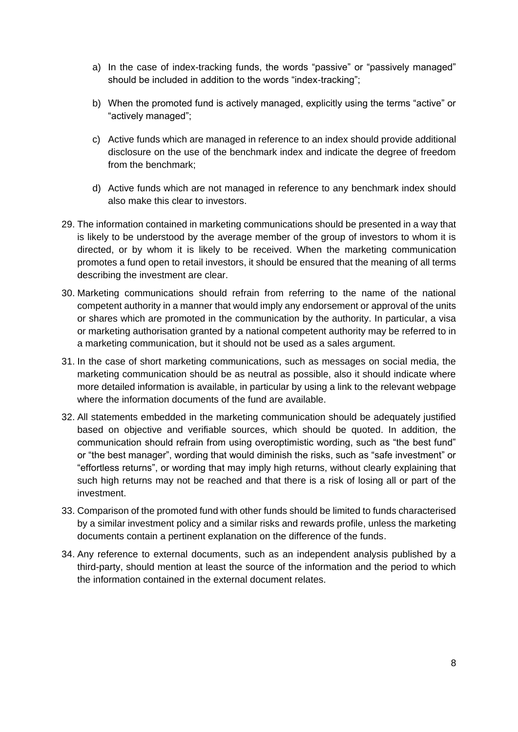a) In the case of index-tracking funds, the words “passive” or “passively managed” should be included in addition to the words “index-tracking”;

b) When the promoted fund is actively managed, explicitly using the terms “active” or “actively managed”;

c) Active funds which are managed in reference to an index should provide additional disclosure on the use of the benchmark index and indicate the degree of freedom from the benchmark;

d) Active funds which are not managed in reference to any benchmark index should also make this clear to investors.

29. The information contained in marketing communications should be presented in a way that is likely to be understood by the average member of the group of investors to whom it is directed, or by whom it is likely to be received. When the marketing communication promotes a fund open to retail investors, it should be ensured that the meaning of all terms describing the investment are clear.

30. Marketing communications should refrain from referring to the name of the national competent authority in a manner that would imply any endorsement or approval of the units or shares which are promoted in the communication by the authority. In particular, a visa or marketing authorisation granted by a national competent authority may be referred to in a marketing communication, but it should not be used as a sales argument.

31. In the case of short marketing communications, such as messages on social media, the marketing communication should be as neutral as possible, also it should indicate where more detailed information is available, in particular by using a link to the relevant webpage where the information documents of the fund are available.

32. All statements embedded in the marketing communication should be adequately justified based on objective and verifiable sources, which should be quoted. In addition, the communication should refrain from using overoptimistic wording, such as “the best fund” or “the best manager”, wording that would diminish the risks, such as “safe investment” or “effortless returns”, or wording that may imply high returns, without clearly explaining that such high returns may not be reached and that there is a risk of losing all or part of the investment.

33. Comparison of the promoted fund with other funds should be limited to funds characterised by a similar investment policy and a similar risks and rewards profile, unless the marketing documents contain a pertinent explanation on the difference of the funds.

34. Any reference to external documents, such as an independent analysis published by a third-party, should mention at least the source of the information and the period to which the information contained in the external document relates.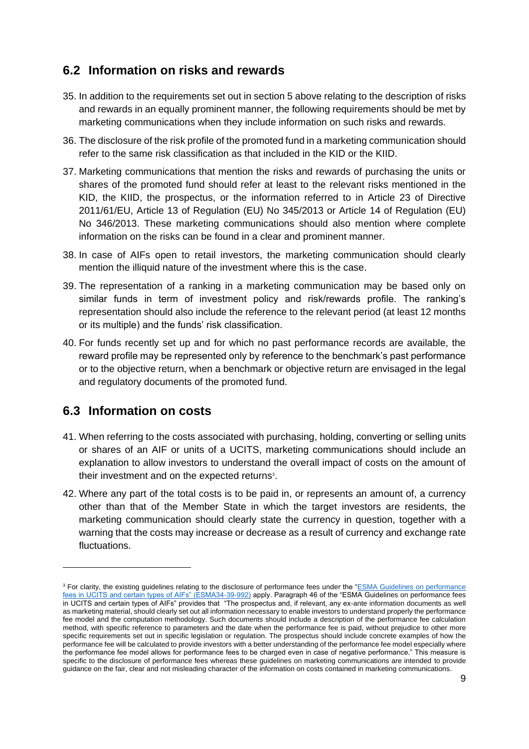## 6.2 Information on risks and rewards

35. In addition to the requirements set out in section 5 above relating to the description of risks and rewards in an equally prominent manner, the following requirements should be met by marketing communications when they include information on such risks and rewards.

36. The disclosure of the risk profile of the promoted fund in a marketing communication should refer to the same risk classification as that included in the KID or the KIID.

37. Marketing communications that mention the risks and rewards of purchasing the units or shares of the promoted fund should refer at least to the relevant risks mentioned in the KID, the KIID, the prospectus, or the information referred to in Article 23 of Directive 2011/61/EU, Article 13 of Regulation (EU) No 345/2013 or Article 14 of Regulation (EU) No 346/2013. These marketing communications should also mention where complete information on the risks can be found in a clear and prominent manner.

38. In case of AIFs open to retail investors, the marketing communication should clearly mention the illiquid nature of the investment where this is the case.

39. The representation of a ranking in a marketing communication may be based only on similar funds in term of investment policy and risk/rewards profile. The ranking's representation should also include the reference to the relevant period (at least 12 months or its multiple) and the funds' risk classification.

40. For funds recently set up and for which no past performance records are available, the reward profile may be represented only by reference to the benchmark's past performance or to the objective return, when a benchmark or objective return are envisaged in the legal and regulatory documents of the promoted fund.

## 6.3 Information on costs

41. When referring to the costs associated with purchasing, holding, converting or selling units or shares of an AIF or units of a UCITS, marketing communications should include an explanation to allow investors to understand the overall impact of costs on the amount of their investment and on the expected returns[3].

42. Where any part of the total costs is to be paid in, or represents an amount of, a currency other than that of the Member State in which the target investors are residents, the marketing communication should clearly state the currency in question, together with a warning that the costs may increase or decrease as a result of currency and exchange rate fluctuations.

---

[3] For clarity, the existing guidelines relating to the disclosure of performance fees under the "ESMA Guidelines on performance fees in UCITS and certain types of AIFs" (ESMA34-39-992) apply. Paragraph 46 of the "ESMA Guidelines on performance fees in UCITS and certain types of AIFs" provides that "The prospectus and, if relevant, any ex-ante information documents as well as marketing material, should clearly set out all information necessary to enable investors to understand properly the performance fee model and the computation methodology. Such documents should include a description of the performance fee calculation method, with specific reference to parameters and the date when the performance fee is paid, without prejudice to other more specific requirements set out in specific legislation or regulation. The prospectus should include concrete examples of how the performance fee will be calculated to provide investors with a better understanding of the performance fee model especially where the performance fee model allows for performance fees to be charged even in case of negative performance." This measure is specific to the disclosure of performance fees whereas these guidelines on marketing communications are intended to provide guidance on the fair, clear and not misleading character of the information on costs contained in marketing communications.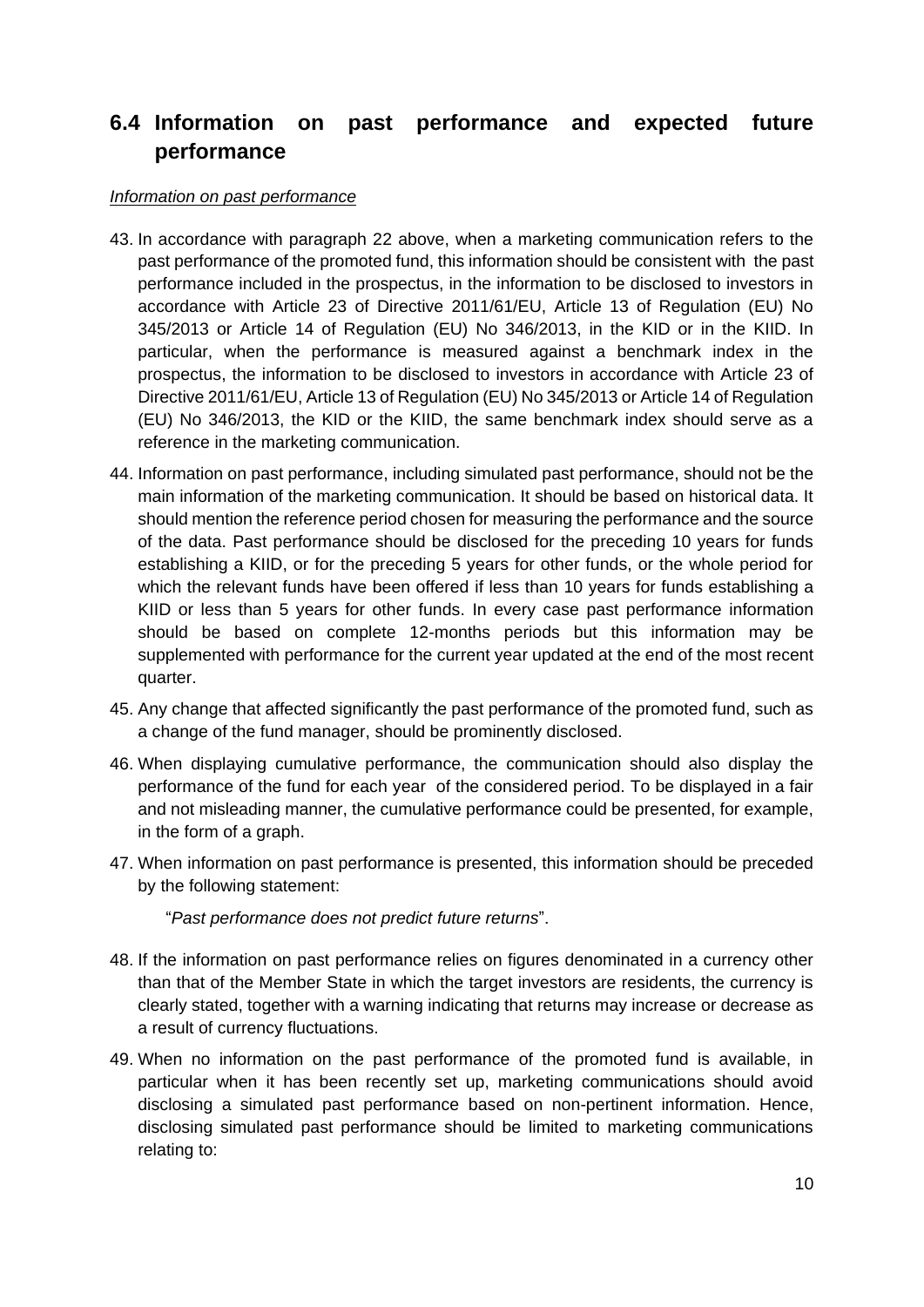## 6.4 Information on past performance and expected future performance

*Information on past performance*

43. In accordance with paragraph 22 above, when a marketing communication refers to the past performance of the promoted fund, this information should be consistent with the past performance included in the prospectus, in the information to be disclosed to investors in accordance with Article 23 of Directive 2011/61/EU, Article 13 of Regulation (EU) No 345/2013 or Article 14 of Regulation (EU) No 346/2013, in the KID or in the KIID. In particular, when the performance is measured against a benchmark index in the prospectus, the information to be disclosed to investors in accordance with Article 23 of Directive 2011/61/EU, Article 13 of Regulation (EU) No 345/2013 or Article 14 of Regulation (EU) No 346/2013, the KID or the KIID, the same benchmark index should serve as a reference in the marketing communication.

44. Information on past performance, including simulated past performance, should not be the main information of the marketing communication. It should be based on historical data. It should mention the reference period chosen for measuring the performance and the source of the data. Past performance should be disclosed for the preceding 10 years for funds establishing a KIID, or for the preceding 5 years for other funds, or the whole period for which the relevant funds have been offered if less than 10 years for funds establishing a KIID or less than 5 years for other funds. In every case past performance information should be based on complete 12-months periods but this information may be supplemented with performance for the current year updated at the end of the most recent quarter.

45. Any change that affected significantly the past performance of the promoted fund, such as a change of the fund manager, should be prominently disclosed.

46. When displaying cumulative performance, the communication should also display the performance of the fund for each year of the considered period. To be displayed in a fair and not misleading manner, the cumulative performance could be presented, for example, in the form of a graph.

47. When information on past performance is presented, this information should be preceded by the following statement:

    "*Past performance does not predict future returns*".

48. If the information on past performance relies on figures denominated in a currency other than that of the Member State in which the target investors are residents, the currency is clearly stated, together with a warning indicating that returns may increase or decrease as a result of currency fluctuations.

49. When no information on the past performance of the promoted fund is available, in particular when it has been recently set up, marketing communications should avoid disclosing a simulated past performance based on non-pertinent information. Hence, disclosing simulated past performance should be limited to marketing communications relating to: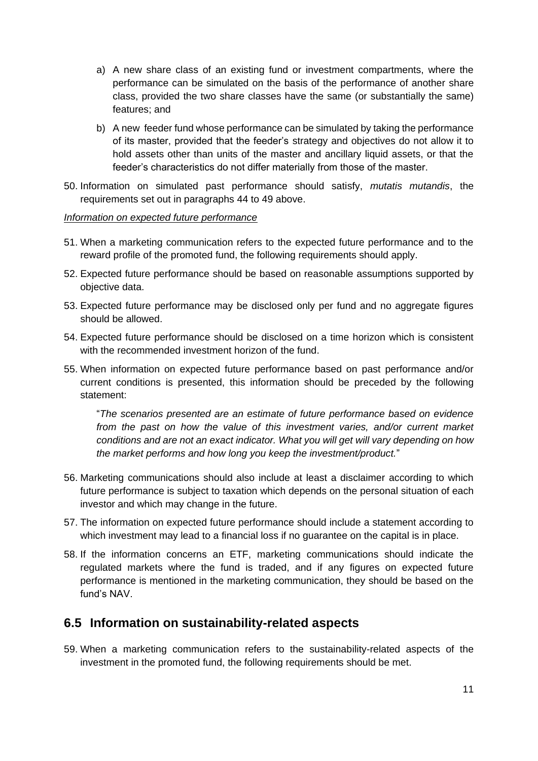a) A new share class of an existing fund or investment compartments, where the performance can be simulated on the basis of the performance of another share class, provided the two share classes have the same (or substantially the same) features; and

b) A new feeder fund whose performance can be simulated by taking the performance of its master, provided that the feeder's strategy and objectives do not allow it to hold assets other than units of the master and ancillary liquid assets, or that the feeder's characteristics do not differ materially from those of the master.

50. Information on simulated past performance should satisfy, *mutatis mutandis*, the requirements set out in paragraphs 44 to 49 above.

*Information on expected future performance*

51. When a marketing communication refers to the expected future performance and to the reward profile of the promoted fund, the following requirements should apply.

52. Expected future performance should be based on reasonable assumptions supported by objective data.

53. Expected future performance may be disclosed only per fund and no aggregate figures should be allowed.

54. Expected future performance should be disclosed on a time horizon which is consistent with the recommended investment horizon of the fund.

55. When information on expected future performance based on past performance and/or current conditions is presented, this information should be preceded by the following statement:

    "*The scenarios presented are an estimate of future performance based on evidence from the past on how the value of this investment varies, and/or current market conditions and are not an exact indicator. What you will get will vary depending on how the market performs and how long you keep the investment/product.*"

56. Marketing communications should also include at least a disclaimer according to which future performance is subject to taxation which depends on the personal situation of each investor and which may change in the future.

57. The information on expected future performance should include a statement according to which investment may lead to a financial loss if no guarantee on the capital is in place.

58. If the information concerns an ETF, marketing communications should indicate the regulated markets where the fund is traded, and if any figures on expected future performance is mentioned in the marketing communication, they should be based on the fund's NAV.

## 6.5 Information on sustainability-related aspects

59. When a marketing communication refers to the sustainability-related aspects of the investment in the promoted fund, the following requirements should be met.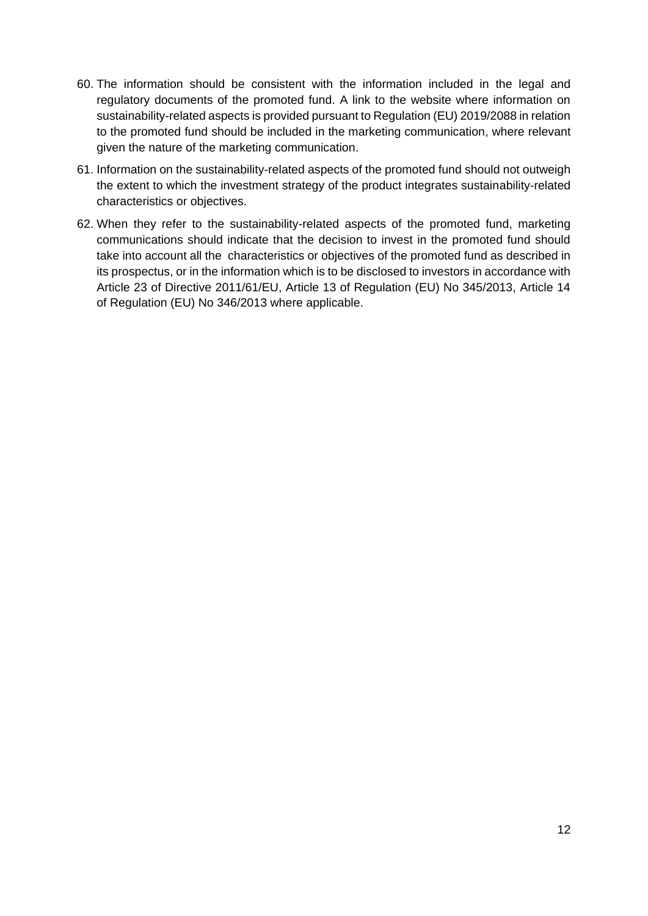60. The information should be consistent with the information included in the legal and regulatory documents of the promoted fund. A link to the website where information on sustainability-related aspects is provided pursuant to Regulation (EU) 2019/2088 in relation to the promoted fund should be included in the marketing communication, where relevant given the nature of the marketing communication.

61. Information on the sustainability-related aspects of the promoted fund should not outweigh the extent to which the investment strategy of the product integrates sustainability-related characteristics or objectives.

62. When they refer to the sustainability-related aspects of the promoted fund, marketing communications should indicate that the decision to invest in the promoted fund should take into account all the characteristics or objectives of the promoted fund as described in its prospectus, or in the information which is to be disclosed to investors in accordance with Article 23 of Directive 2011/61/EU, Article 13 of Regulation (EU) No 345/2013, Article 14 of Regulation (EU) No 346/2013 where applicable.